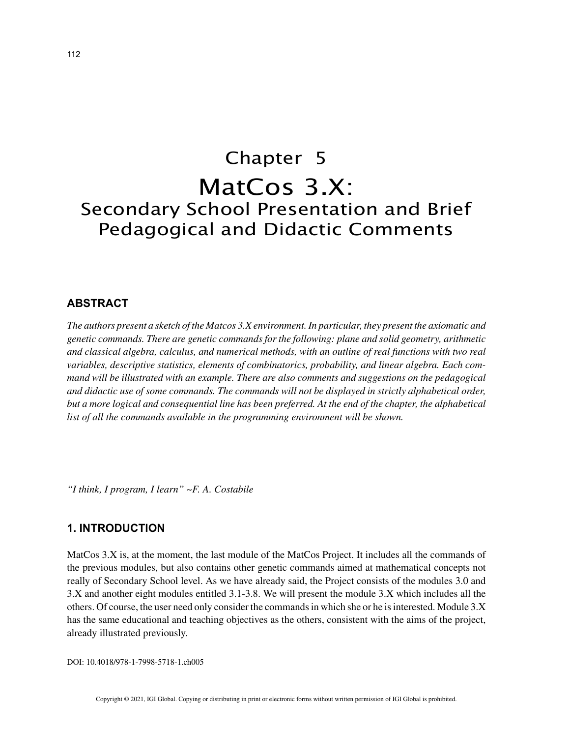# Chapter 5
# MatCos 3.X:
## Secondary School Presentation and Brief Pedagogical and Didactic Comments

### ABSTRACT

*The authors present a sketch of the Matcos 3.X environment. In particular, they present the axiomatic and genetic commands. There are genetic commands for the following: plane and solid geometry, arithmetic and classical algebra, calculus, and numerical methods, with an outline of real functions with two real variables, descriptive statistics, elements of combinatorics, probability, and linear algebra. Each command will be illustrated with an example. There are also comments and suggestions on the pedagogical and didactic use of some commands. The commands will not be displayed in strictly alphabetical order, but a more logical and consequential line has been preferred. At the end of the chapter, the alphabetical list of all the commands available in the programming environment will be shown.*

*"I think, I program, I learn" ~F. A. Costabile*

### 1. INTRODUCTION

MatCos 3.X is, at the moment, the last module of the MatCos Project. It includes all the commands of the previous modules, but also contains other genetic commands aimed at mathematical concepts not really of Secondary School level. As we have already said, the Project consists of the modules 3.0 and 3.X and another eight modules entitled 3.1-3.8. We will present the module 3.X which includes all the others. Of course, the user need only consider the commands in which she or he is interested. Module 3.X has the same educational and teaching objectives as the others, consistent with the aims of the project, already illustrated previously.

DOI: 10.4018/978-1-7998-5718-1.ch005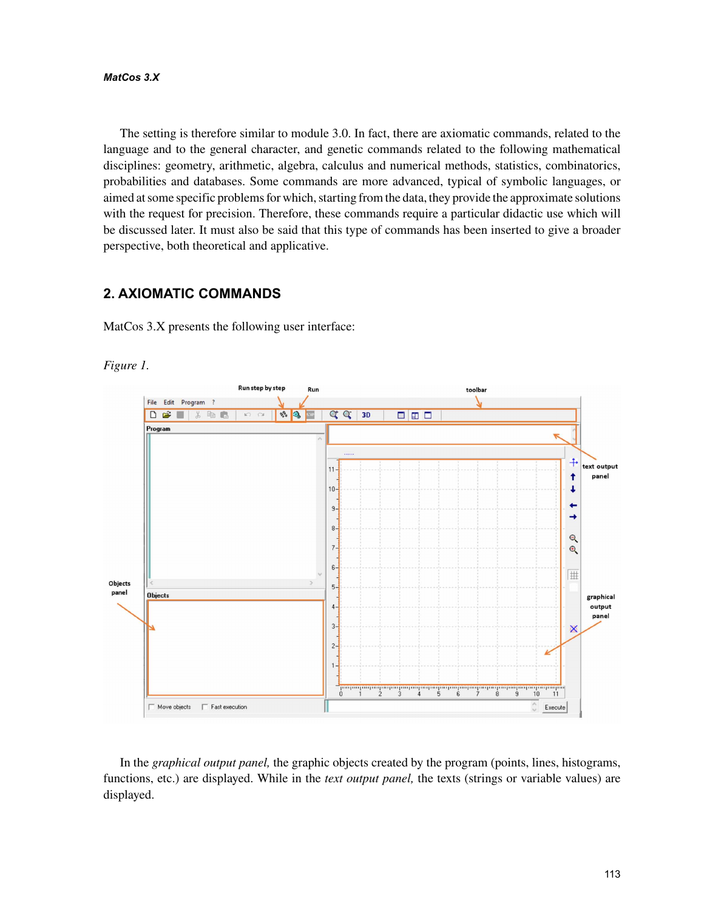The setting is therefore similar to module 3.0. In fact, there are axiomatic commands, related to the language and to the general character, and genetic commands related to the following mathematical disciplines: geometry, arithmetic, algebra, calculus and numerical methods, statistics, combinatorics, probabilities and databases. Some commands are more advanced, typical of symbolic languages, or aimed at some specific problems for which, starting from the data, they provide the approximate solutions with the request for precision. Therefore, these commands require a particular didactic use which will be discussed later. It must also be said that this type of commands has been inserted to give a broader perspective, both theoretical and applicative.

## 2. AXIOMATIC COMMANDS

MatCos 3.X presents the following user interface:

*Figure 1.*

In the *graphical output panel,* the graphic objects created by the program (points, lines, histograms, functions, etc.) are displayed. While in the *text output panel,* the texts (strings or variable values) are displayed.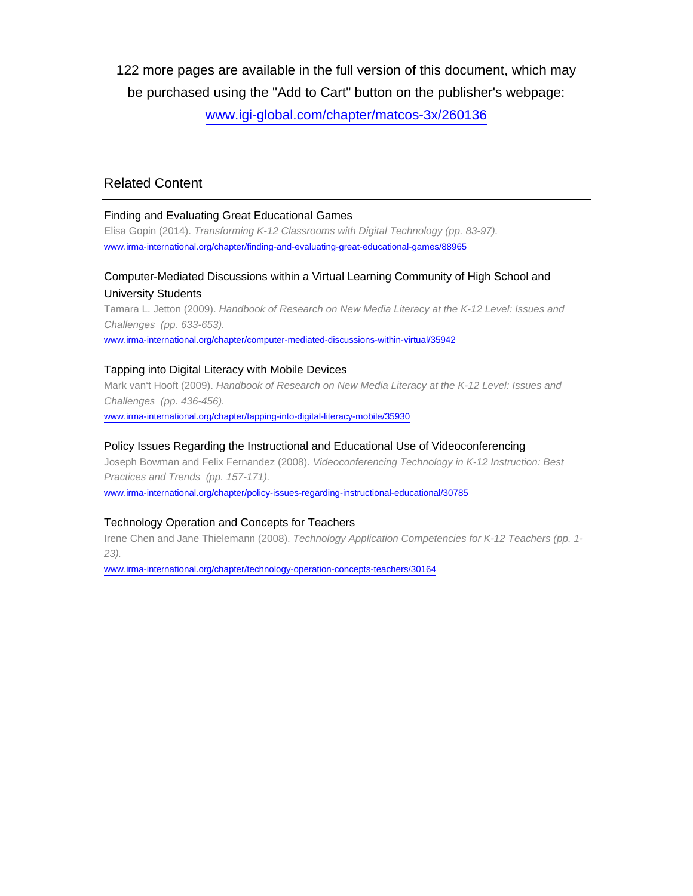122 more pages are available in the full version of this document, which may be purchased using the "Add to Cart" button on the publisher's webpage: www.igi-global.com/chapter/matcos-3x/260136

## Related Content

Finding and Evaluating Great Educational Games
Elisa Gopin (2014). *Transforming K-12 Classrooms with Digital Technology (pp. 83-97).*
www.irma-international.org/chapter/finding-and-evaluating-great-educational-games/88965

Computer-Mediated Discussions within a Virtual Learning Community of High School and University Students
Tamara L. Jetton (2009). *Handbook of Research on New Media Literacy at the K-12 Level: Issues and Challenges (pp. 633-653).*
www.irma-international.org/chapter/computer-mediated-discussions-within-virtual/35942

Tapping into Digital Literacy with Mobile Devices
Mark van't Hooft (2009). *Handbook of Research on New Media Literacy at the K-12 Level: Issues and Challenges (pp. 436-456).*
www.irma-international.org/chapter/tapping-into-digital-literacy-mobile/35930

Policy Issues Regarding the Instructional and Educational Use of Videoconferencing
Joseph Bowman and Felix Fernandez (2008). *Videoconferencing Technology in K-12 Instruction: Best Practices and Trends (pp. 157-171).*
www.irma-international.org/chapter/policy-issues-regarding-instructional-educational/30785

Technology Operation and Concepts for Teachers
Irene Chen and Jane Thielemann (2008). *Technology Application Competencies for K-12 Teachers (pp. 1-23).*
www.irma-international.org/chapter/technology-operation-concepts-teachers/30164